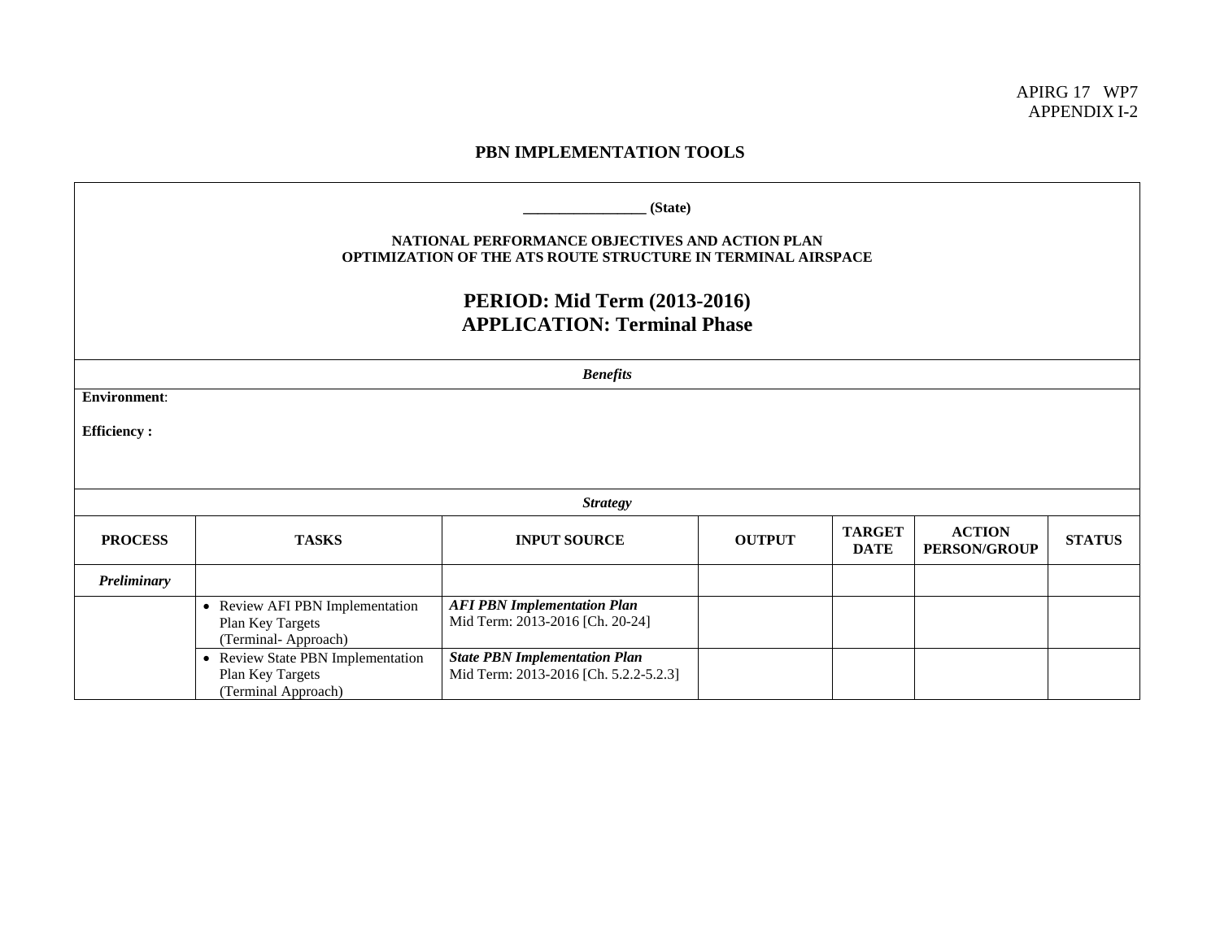APIRG 17 WP7
APPENDIX I-2

# PBN IMPLEMENTATION TOOLS

**_________________ (State)**

**NATIONAL PERFORMANCE OBJECTIVES AND ACTION PLAN**
**OPTIMIZATION OF THE ATS ROUTE STRUCTURE IN TERMINAL AIRSPACE**

## PERIOD: Mid Term (2013-2016)
## APPLICATION: Terminal Phase

***Benefits***

**Environment**:

**Efficiency :**

***Strategy***

| PROCESS | TASKS | INPUT SOURCE | OUTPUT | TARGET DATE | ACTION PERSON/GROUP | STATUS |
|---|---|---|---|---|---|---|
| ***Preliminary*** | | | | | | |
| | • Review AFI PBN Implementation Plan Key Targets (Terminal- Approach) | ***AFI PBN Implementation Plan*** Mid Term: 2013-2016 [Ch. 20-24] | | | | |
| | • Review State PBN Implementation Plan Key Targets (Terminal Approach) | ***State PBN Implementation Plan*** Mid Term: 2013-2016 [Ch. 5.2.2-5.2.3] | | | | |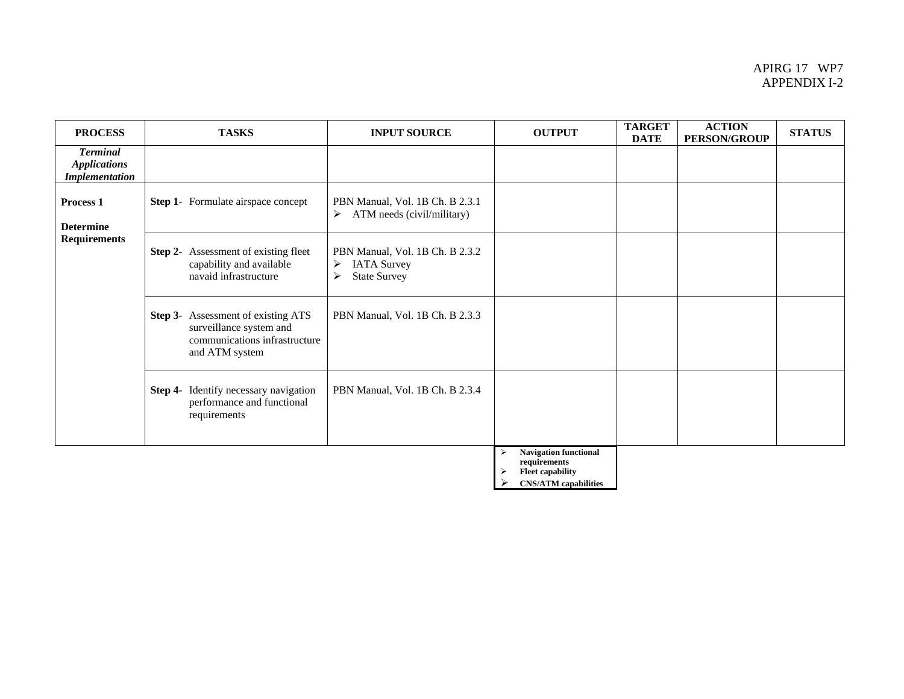| PROCESS | TASKS | INPUT SOURCE | OUTPUT | TARGET DATE | ACTION PERSON/GROUP | STATUS |
|---|---|---|---|---|---|---|
| ***Terminal Applications Implementation*** | | | | | | |
| **Process 1**<br><br>**Determine Requirements** | **Step 1-** Formulate airspace concept | PBN Manual, Vol. 1B Ch. B 2.3.1<br>➢ ATM needs (civil/military) | | | | |
| | **Step 2-** Assessment of existing fleet capability and available navaid infrastructure | PBN Manual, Vol. 1B Ch. B 2.3.2<br>➢ IATA Survey<br>➢ State Survey | | | | |
| | **Step 3-** Assessment of existing ATS surveillance system and communications infrastructure and ATM system | PBN Manual, Vol. 1B Ch. B 2.3.3 | | | | |
| | **Step 4-** Identify necessary navigation performance and functional requirements | PBN Manual, Vol. 1B Ch. B 2.3.4 | | | | |
| | | | ➢ **Navigation functional requirements**<br>➢ **Fleet capability**<br>➢ **CNS/ATM capabilities** | | | |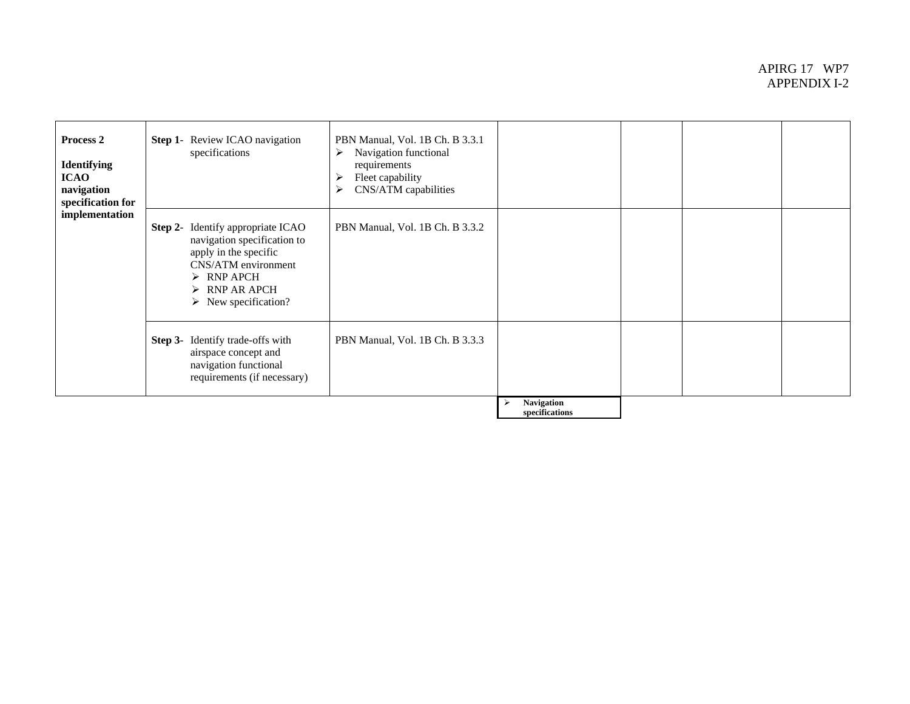| Process 2<br><br>**Identifying ICAO navigation specification for implementation** | **Step 1-** Review ICAO navigation specifications | PBN Manual, Vol. 1B Ch. B 3.3.1<br>➢ Navigation functional requirements<br>➢ Fleet capability<br>➢ CNS/ATM capabilities | | | | |
|---|---|---|---|---|---|---|
| | **Step 2-** Identify appropriate ICAO navigation specification to apply in the specific CNS/ATM environment<br>➢ RNP APCH<br>➢ RNP AR APCH<br>➢ New specification? | PBN Manual, Vol. 1B Ch. B 3.3.2 | | | | |
| | **Step 3-** Identify trade-offs with airspace concept and navigation functional requirements (if necessary) | PBN Manual, Vol. 1B Ch. B 3.3.3 | | | | |
| | | | ➢ **Navigation specifications** | | | |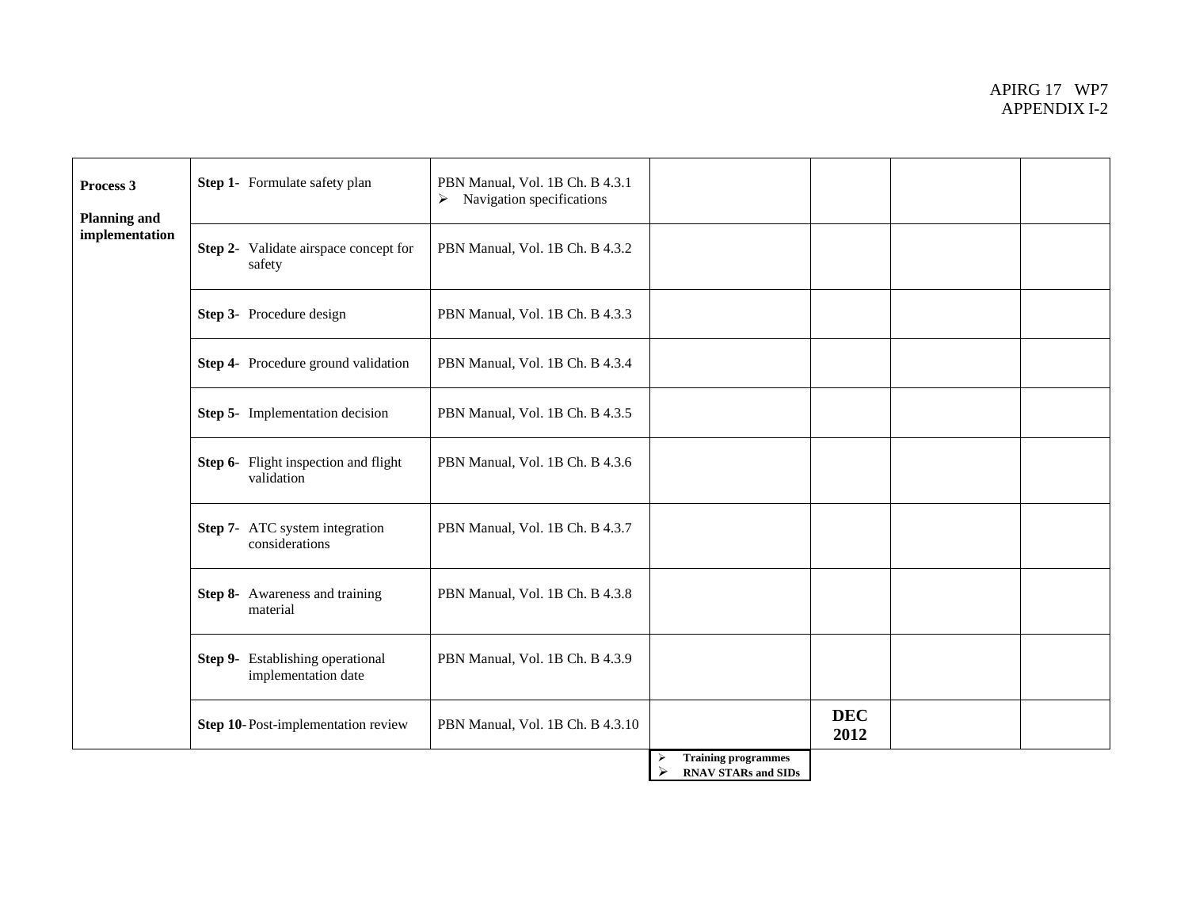| | | | | | | |
|---|---|---|---|---|---|---|
| **Process 3**<br><br>**Planning and implementation** | **Step 1-** Formulate safety plan | PBN Manual, Vol. 1B Ch. B 4.3.1<br>➢ Navigation specifications | | | | |
| | **Step 2-** Validate airspace concept for safety | PBN Manual, Vol. 1B Ch. B 4.3.2 | | | | |
| | **Step 3-** Procedure design | PBN Manual, Vol. 1B Ch. B 4.3.3 | | | | |
| | **Step 4-** Procedure ground validation | PBN Manual, Vol. 1B Ch. B 4.3.4 | | | | |
| | **Step 5-** Implementation decision | PBN Manual, Vol. 1B Ch. B 4.3.5 | | | | |
| | **Step 6-** Flight inspection and flight validation | PBN Manual, Vol. 1B Ch. B 4.3.6 | | | | |
| | **Step 7-** ATC system integration considerations | PBN Manual, Vol. 1B Ch. B 4.3.7 | | | | |
| | **Step 8-** Awareness and training material | PBN Manual, Vol. 1B Ch. B 4.3.8 | | | | |
| | **Step 9-** Establishing operational implementation date | PBN Manual, Vol. 1B Ch. B 4.3.9 | | | | |
| | **Step 10-** Post-implementation review | PBN Manual, Vol. 1B Ch. B 4.3.10 | | **DEC 2012** | | |
| | | | ➢ **Training programmes**<br>➢ **RNAV STARs and SIDs** | | | |